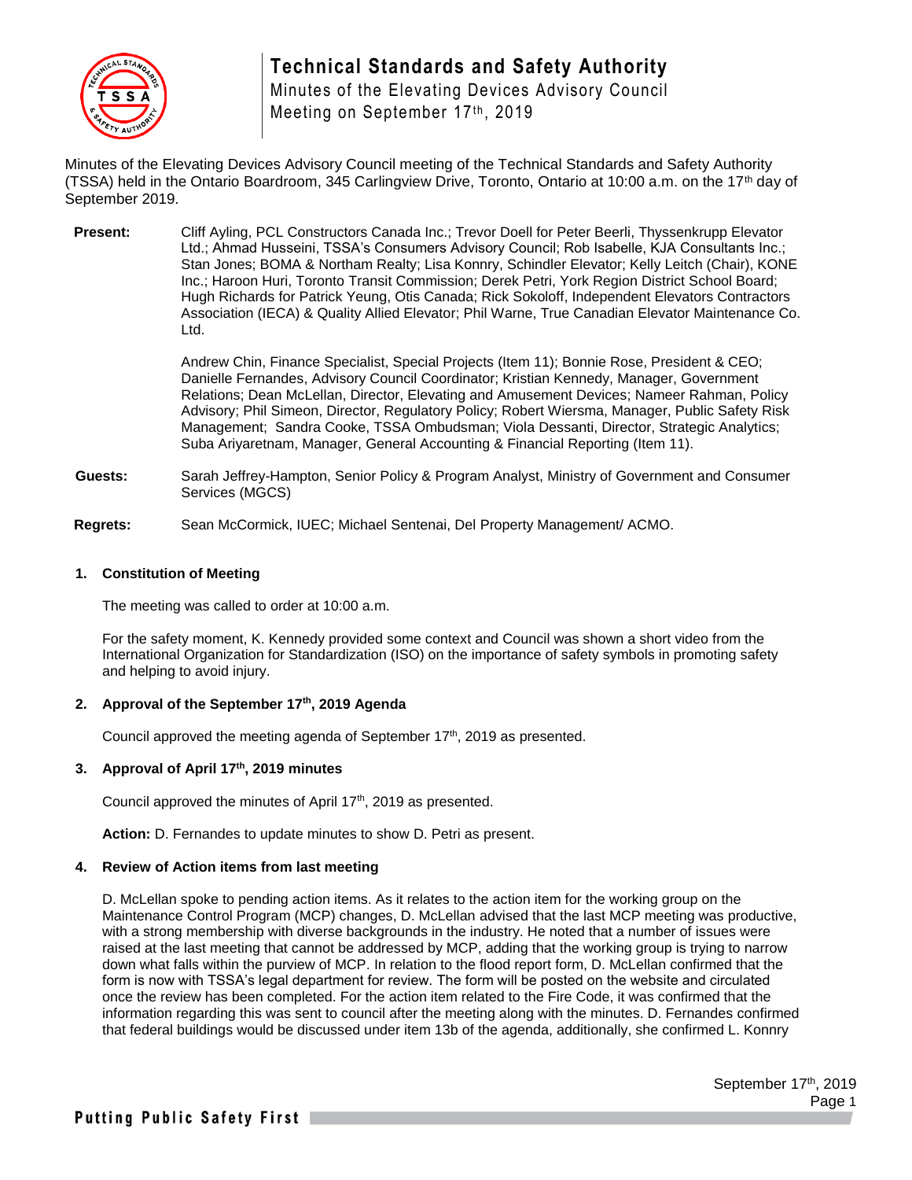# Technical Standards and Safety Authority

Minutes of the Elevating Devices Advisory Council Meeting on September 17th, 2019

Minutes of the Elevating Devices Advisory Council meeting of the Technical Standards and Safety Authority (TSSA) held in the Ontario Boardroom, 345 Carlingview Drive, Toronto, Ontario at 10:00 a.m. on the 17th day of September 2019.

**Present:** Cliff Ayling, PCL Constructors Canada Inc.; Trevor Doell for Peter Beerli, Thyssenkrupp Elevator Ltd.; Ahmad Husseini, TSSA's Consumers Advisory Council; Rob Isabelle, KJA Consultants Inc.; Stan Jones; BOMA & Northam Realty; Lisa Konnry, Schindler Elevator; Kelly Leitch (Chair), KONE Inc.; Haroon Huri, Toronto Transit Commission; Derek Petri, York Region District School Board; Hugh Richards for Patrick Yeung, Otis Canada; Rick Sokoloff, Independent Elevators Contractors Association (IECA) & Quality Allied Elevator; Phil Warne, True Canadian Elevator Maintenance Co. Ltd.

Andrew Chin, Finance Specialist, Special Projects (Item 11); Bonnie Rose, President & CEO; Danielle Fernandes, Advisory Council Coordinator; Kristian Kennedy, Manager, Government Relations; Dean McLellan, Director, Elevating and Amusement Devices; Nameer Rahman, Policy Advisory; Phil Simeon, Director, Regulatory Policy; Robert Wiersma, Manager, Public Safety Risk Management; Sandra Cooke, TSSA Ombudsman; Viola Dessanti, Director, Strategic Analytics; Suba Ariyaretnam, Manager, General Accounting & Financial Reporting (Item 11).

**Guests:** Sarah Jeffrey-Hampton, Senior Policy & Program Analyst, Ministry of Government and Consumer Services (MGCS)

**Regrets:** Sean McCormick, IUEC; Michael Sentenai, Del Property Management/ ACMO.

### 1. Constitution of Meeting

The meeting was called to order at 10:00 a.m.

For the safety moment, K. Kennedy provided some context and Council was shown a short video from the International Organization for Standardization (ISO) on the importance of safety symbols in promoting safety and helping to avoid injury.

### 2. Approval of the September 17th, 2019 Agenda

Council approved the meeting agenda of September 17th, 2019 as presented.

### 3. Approval of April 17th, 2019 minutes

Council approved the minutes of April 17th, 2019 as presented.

**Action:** D. Fernandes to update minutes to show D. Petri as present.

### 4. Review of Action items from last meeting

D. McLellan spoke to pending action items. As it relates to the action item for the working group on the Maintenance Control Program (MCP) changes, D. McLellan advised that the last MCP meeting was productive, with a strong membership with diverse backgrounds in the industry. He noted that a number of issues were raised at the last meeting that cannot be addressed by MCP, adding that the working group is trying to narrow down what falls within the purview of MCP. In relation to the flood report form, D. McLellan confirmed that the form is now with TSSA's legal department for review. The form will be posted on the website and circulated once the review has been completed. For the action item related to the Fire Code, it was confirmed that the information regarding this was sent to council after the meeting along with the minutes. D. Fernandes confirmed that federal buildings would be discussed under item 13b of the agenda, additionally, she confirmed L. Konnry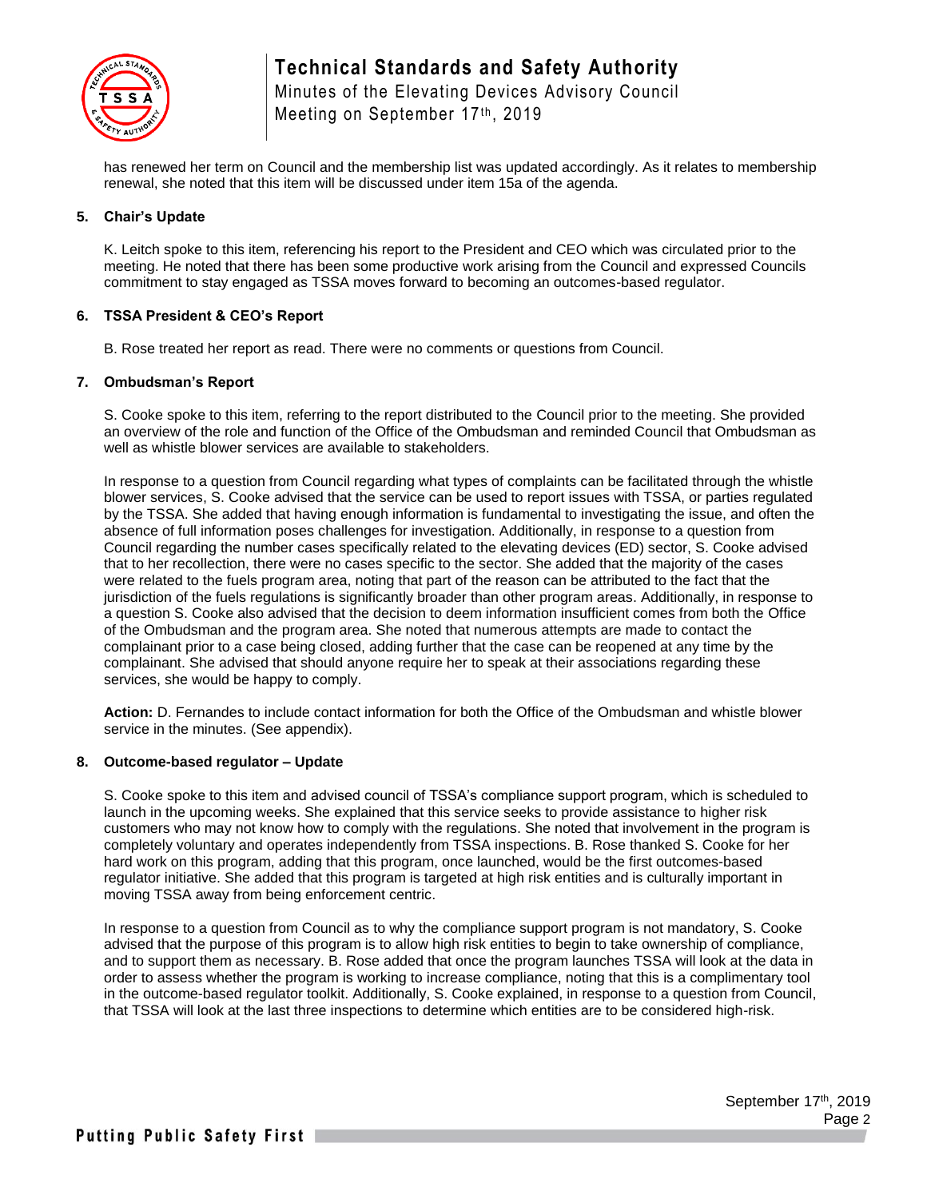has renewed her term on Council and the membership list was updated accordingly. As it relates to membership renewal, she noted that this item will be discussed under item 15a of the agenda.

## 5. Chair's Update

K. Leitch spoke to this item, referencing his report to the President and CEO which was circulated prior to the meeting. He noted that there has been some productive work arising from the Council and expressed Councils commitment to stay engaged as TSSA moves forward to becoming an outcomes-based regulator.

## 6. TSSA President & CEO's Report

B. Rose treated her report as read. There were no comments or questions from Council.

## 7. Ombudsman's Report

S. Cooke spoke to this item, referring to the report distributed to the Council prior to the meeting. She provided an overview of the role and function of the Office of the Ombudsman and reminded Council that Ombudsman as well as whistle blower services are available to stakeholders.

In response to a question from Council regarding what types of complaints can be facilitated through the whistle blower services, S. Cooke advised that the service can be used to report issues with TSSA, or parties regulated by the TSSA. She added that having enough information is fundamental to investigating the issue, and often the absence of full information poses challenges for investigation. Additionally, in response to a question from Council regarding the number cases specifically related to the elevating devices (ED) sector, S. Cooke advised that to her recollection, there were no cases specific to the sector. She added that the majority of the cases were related to the fuels program area, noting that part of the reason can be attributed to the fact that the jurisdiction of the fuels regulations is significantly broader than other program areas. Additionally, in response to a question S. Cooke also advised that the decision to deem information insufficient comes from both the Office of the Ombudsman and the program area. She noted that numerous attempts are made to contact the complainant prior to a case being closed, adding further that the case can be reopened at any time by the complainant. She advised that should anyone require her to speak at their associations regarding these services, she would be happy to comply.

**Action:** D. Fernandes to include contact information for both the Office of the Ombudsman and whistle blower service in the minutes. (See appendix).

## 8. Outcome-based regulator – Update

S. Cooke spoke to this item and advised council of TSSA's compliance support program, which is scheduled to launch in the upcoming weeks. She explained that this service seeks to provide assistance to higher risk customers who may not know how to comply with the regulations. She noted that involvement in the program is completely voluntary and operates independently from TSSA inspections. B. Rose thanked S. Cooke for her hard work on this program, adding that this program, once launched, would be the first outcomes-based regulator initiative. She added that this program is targeted at high risk entities and is culturally important in moving TSSA away from being enforcement centric.

In response to a question from Council as to why the compliance support program is not mandatory, S. Cooke advised that the purpose of this program is to allow high risk entities to begin to take ownership of compliance, and to support them as necessary. B. Rose added that once the program launches TSSA will look at the data in order to assess whether the program is working to increase compliance, noting that this is a complimentary tool in the outcome-based regulator toolkit. Additionally, S. Cooke explained, in response to a question from Council, that TSSA will look at the last three inspections to determine which entities are to be considered high-risk.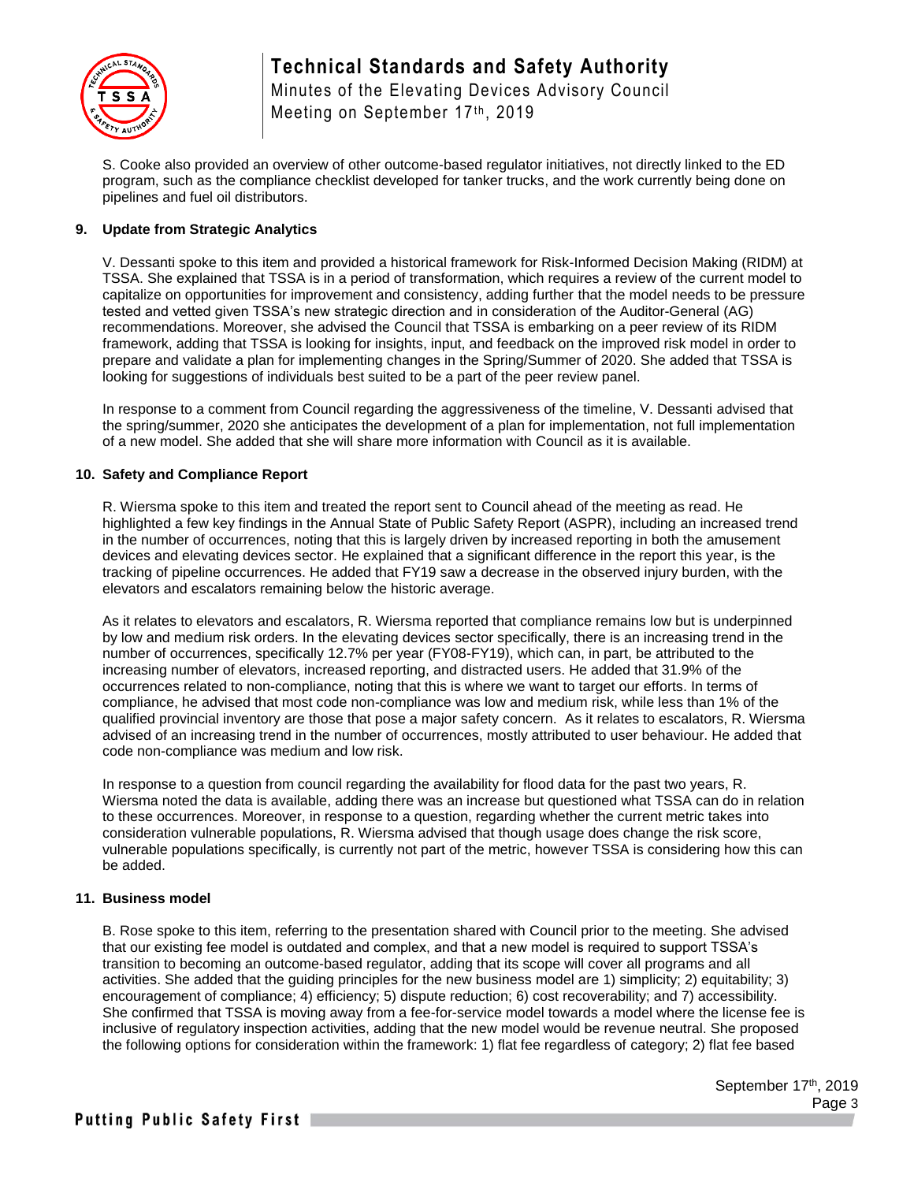S. Cooke also provided an overview of other outcome-based regulator initiatives, not directly linked to the ED program, such as the compliance checklist developed for tanker trucks, and the work currently being done on pipelines and fuel oil distributors.

### 9. Update from Strategic Analytics

V. Dessanti spoke to this item and provided a historical framework for Risk-Informed Decision Making (RIDM) at TSSA. She explained that TSSA is in a period of transformation, which requires a review of the current model to capitalize on opportunities for improvement and consistency, adding further that the model needs to be pressure tested and vetted given TSSA's new strategic direction and in consideration of the Auditor-General (AG) recommendations. Moreover, she advised the Council that TSSA is embarking on a peer review of its RIDM framework, adding that TSSA is looking for insights, input, and feedback on the improved risk model in order to prepare and validate a plan for implementing changes in the Spring/Summer of 2020. She added that TSSA is looking for suggestions of individuals best suited to be a part of the peer review panel.

In response to a comment from Council regarding the aggressiveness of the timeline, V. Dessanti advised that the spring/summer, 2020 she anticipates the development of a plan for implementation, not full implementation of a new model. She added that she will share more information with Council as it is available.

### 10. Safety and Compliance Report

R. Wiersma spoke to this item and treated the report sent to Council ahead of the meeting as read. He highlighted a few key findings in the Annual State of Public Safety Report (ASPR), including an increased trend in the number of occurrences, noting that this is largely driven by increased reporting in both the amusement devices and elevating devices sector. He explained that a significant difference in the report this year, is the tracking of pipeline occurrences. He added that FY19 saw a decrease in the observed injury burden, with the elevators and escalators remaining below the historic average.

As it relates to elevators and escalators, R. Wiersma reported that compliance remains low but is underpinned by low and medium risk orders. In the elevating devices sector specifically, there is an increasing trend in the number of occurrences, specifically 12.7% per year (FY08-FY19), which can, in part, be attributed to the increasing number of elevators, increased reporting, and distracted users. He added that 31.9% of the occurrences related to non-compliance, noting that this is where we want to target our efforts. In terms of compliance, he advised that most code non-compliance was low and medium risk, while less than 1% of the qualified provincial inventory are those that pose a major safety concern. As it relates to escalators, R. Wiersma advised of an increasing trend in the number of occurrences, mostly attributed to user behaviour. He added that code non-compliance was medium and low risk.

In response to a question from council regarding the availability for flood data for the past two years, R. Wiersma noted the data is available, adding there was an increase but questioned what TSSA can do in relation to these occurrences. Moreover, in response to a question, regarding whether the current metric takes into consideration vulnerable populations, R. Wiersma advised that though usage does change the risk score, vulnerable populations specifically, is currently not part of the metric, however TSSA is considering how this can be added.

### 11. Business model

B. Rose spoke to this item, referring to the presentation shared with Council prior to the meeting. She advised that our existing fee model is outdated and complex, and that a new model is required to support TSSA's transition to becoming an outcome-based regulator, adding that its scope will cover all programs and all activities. She added that the guiding principles for the new business model are 1) simplicity; 2) equitability; 3) encouragement of compliance; 4) efficiency; 5) dispute reduction; 6) cost recoverability; and 7) accessibility. She confirmed that TSSA is moving away from a fee-for-service model towards a model where the license fee is inclusive of regulatory inspection activities, adding that the new model would be revenue neutral. She proposed the following options for consideration within the framework: 1) flat fee regardless of category; 2) flat fee based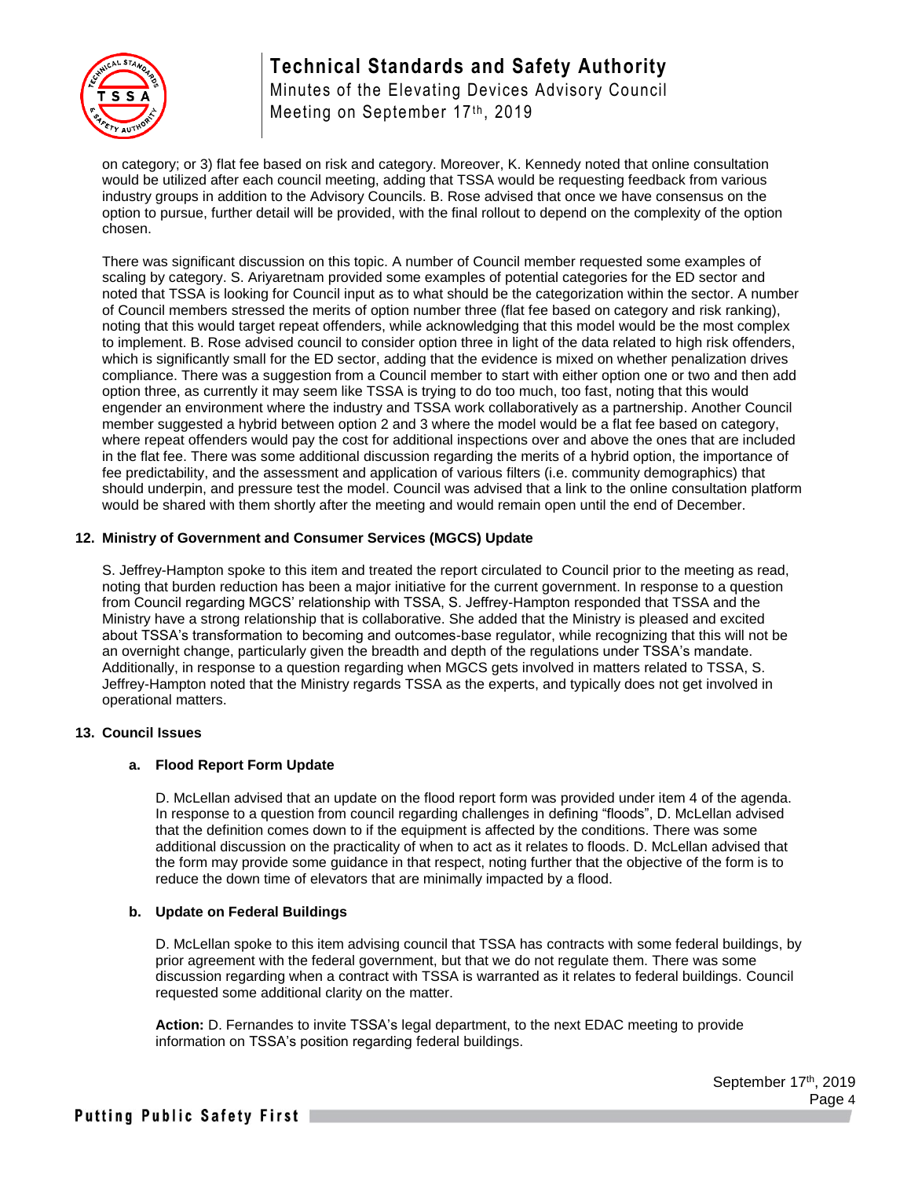on category; or 3) flat fee based on risk and category. Moreover, K. Kennedy noted that online consultation would be utilized after each council meeting, adding that TSSA would be requesting feedback from various industry groups in addition to the Advisory Councils. B. Rose advised that once we have consensus on the option to pursue, further detail will be provided, with the final rollout to depend on the complexity of the option chosen.

There was significant discussion on this topic. A number of Council member requested some examples of scaling by category. S. Ariyaretnam provided some examples of potential categories for the ED sector and noted that TSSA is looking for Council input as to what should be the categorization within the sector. A number of Council members stressed the merits of option number three (flat fee based on category and risk ranking), noting that this would target repeat offenders, while acknowledging that this model would be the most complex to implement. B. Rose advised council to consider option three in light of the data related to high risk offenders, which is significantly small for the ED sector, adding that the evidence is mixed on whether penalization drives compliance. There was a suggestion from a Council member to start with either option one or two and then add option three, as currently it may seem like TSSA is trying to do too much, too fast, noting that this would engender an environment where the industry and TSSA work collaboratively as a partnership. Another Council member suggested a hybrid between option 2 and 3 where the model would be a flat fee based on category, where repeat offenders would pay the cost for additional inspections over and above the ones that are included in the flat fee. There was some additional discussion regarding the merits of a hybrid option, the importance of fee predictability, and the assessment and application of various filters (i.e. community demographics) that should underpin, and pressure test the model. Council was advised that a link to the online consultation platform would be shared with them shortly after the meeting and would remain open until the end of December.

**12. Ministry of Government and Consumer Services (MGCS) Update**

S. Jeffrey-Hampton spoke to this item and treated the report circulated to Council prior to the meeting as read, noting that burden reduction has been a major initiative for the current government. In response to a question from Council regarding MGCS' relationship with TSSA, S. Jeffrey-Hampton responded that TSSA and the Ministry have a strong relationship that is collaborative. She added that the Ministry is pleased and excited about TSSA's transformation to becoming and outcomes-base regulator, while recognizing that this will not be an overnight change, particularly given the breadth and depth of the regulations under TSSA's mandate. Additionally, in response to a question regarding when MGCS gets involved in matters related to TSSA, S. Jeffrey-Hampton noted that the Ministry regards TSSA as the experts, and typically does not get involved in operational matters.

**13. Council Issues**

**a. Flood Report Form Update**

D. McLellan advised that an update on the flood report form was provided under item 4 of the agenda. In response to a question from council regarding challenges in defining "floods", D. McLellan advised that the definition comes down to if the equipment is affected by the conditions. There was some additional discussion on the practicality of when to act as it relates to floods. D. McLellan advised that the form may provide some guidance in that respect, noting further that the objective of the form is to reduce the down time of elevators that are minimally impacted by a flood.

**b. Update on Federal Buildings**

D. McLellan spoke to this item advising council that TSSA has contracts with some federal buildings, by prior agreement with the federal government, but that we do not regulate them. There was some discussion regarding when a contract with TSSA is warranted as it relates to federal buildings. Council requested some additional clarity on the matter.

**Action:** D. Fernandes to invite TSSA's legal department, to the next EDAC meeting to provide information on TSSA's position regarding federal buildings.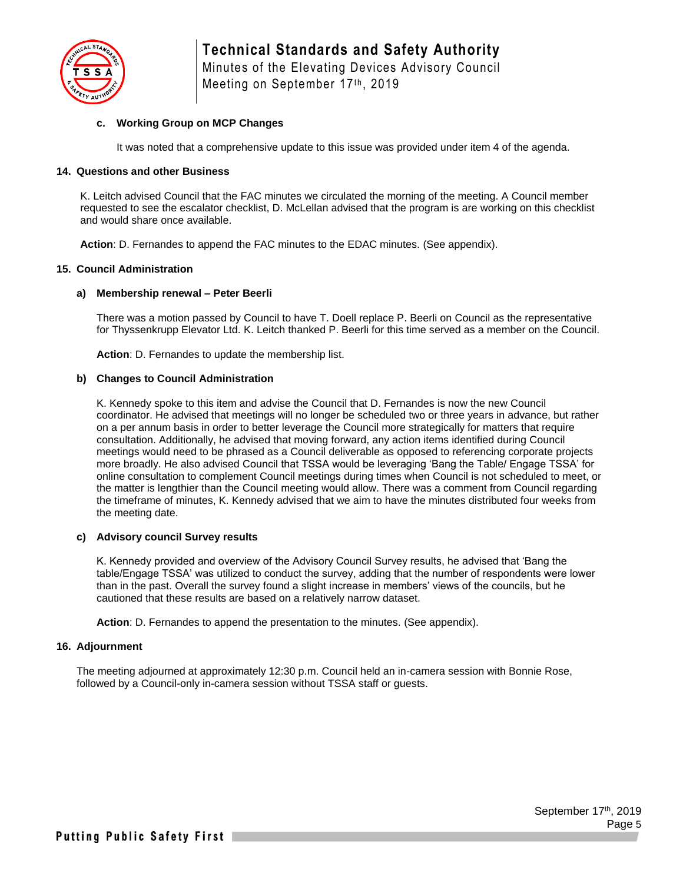### c. Working Group on MCP Changes

It was noted that a comprehensive update to this issue was provided under item 4 of the agenda.

## 14. Questions and other Business

K. Leitch advised Council that the FAC minutes we circulated the morning of the meeting. A Council member requested to see the escalator checklist, D. McLellan advised that the program is are working on this checklist and would share once available.

**Action**: D. Fernandes to append the FAC minutes to the EDAC minutes. (See appendix).

## 15. Council Administration

### a) Membership renewal – Peter Beerli

There was a motion passed by Council to have T. Doell replace P. Beerli on Council as the representative for Thyssenkrupp Elevator Ltd. K. Leitch thanked P. Beerli for this time served as a member on the Council.

**Action**: D. Fernandes to update the membership list.

### b) Changes to Council Administration

K. Kennedy spoke to this item and advise the Council that D. Fernandes is now the new Council coordinator. He advised that meetings will no longer be scheduled two or three years in advance, but rather on a per annum basis in order to better leverage the Council more strategically for matters that require consultation. Additionally, he advised that moving forward, any action items identified during Council meetings would need to be phrased as a Council deliverable as opposed to referencing corporate projects more broadly. He also advised Council that TSSA would be leveraging 'Bang the Table/ Engage TSSA' for online consultation to complement Council meetings during times when Council is not scheduled to meet, or the matter is lengthier than the Council meeting would allow. There was a comment from Council regarding the timeframe of minutes, K. Kennedy advised that we aim to have the minutes distributed four weeks from the meeting date.

### c) Advisory council Survey results

K. Kennedy provided and overview of the Advisory Council Survey results, he advised that 'Bang the table/Engage TSSA' was utilized to conduct the survey, adding that the number of respondents were lower than in the past. Overall the survey found a slight increase in members' views of the councils, but he cautioned that these results are based on a relatively narrow dataset.

**Action**: D. Fernandes to append the presentation to the minutes. (See appendix).

## 16. Adjournment

The meeting adjourned at approximately 12:30 p.m. Council held an in-camera session with Bonnie Rose, followed by a Council-only in-camera session without TSSA staff or guests.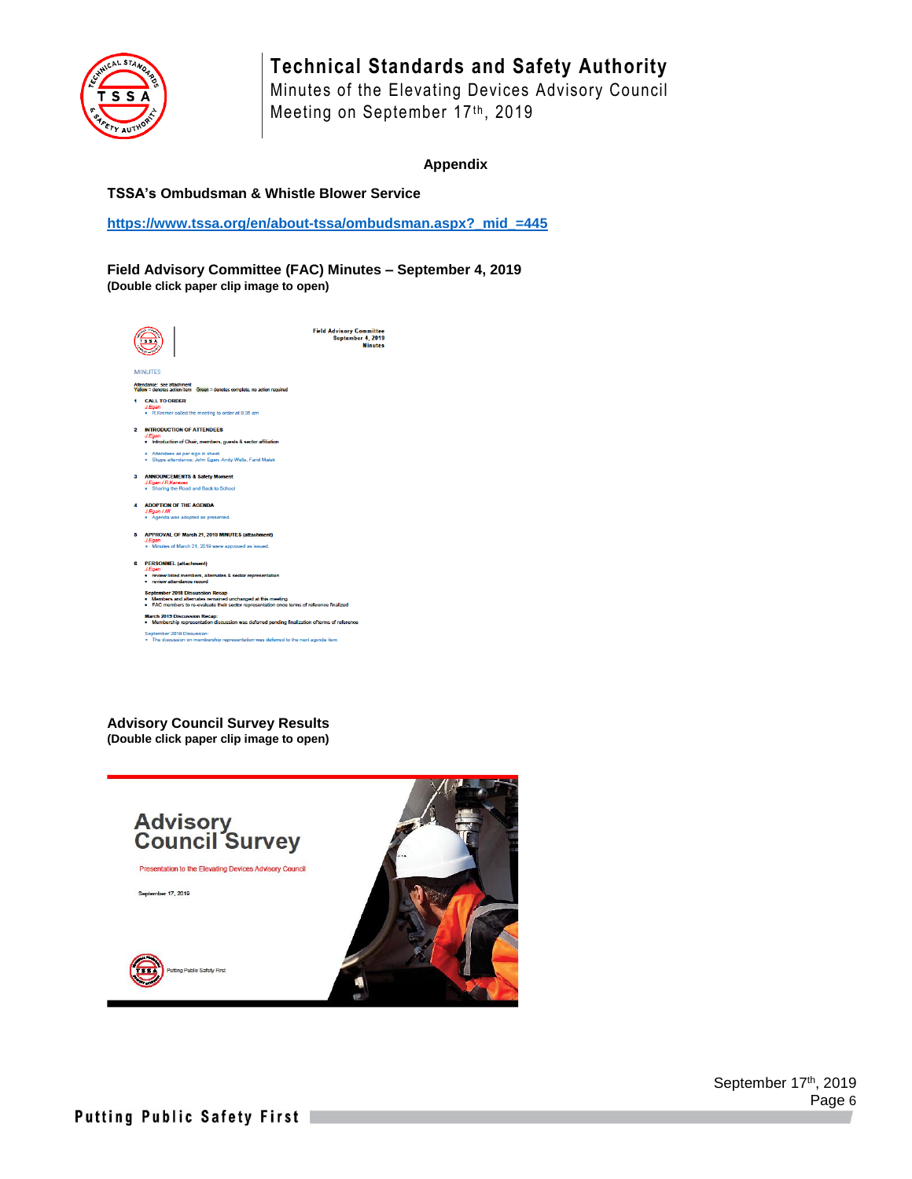## Appendix

### TSSA's Ombudsman & Whistle Blower Service

https://www.tssa.org/en/about-tssa/ombudsman.aspx?_mid_=445

### Field Advisory Committee (FAC) Minutes – September 4, 2019

**(Double click paper clip image to open)**

### Advisory Council Survey Results

**(Double click paper clip image to open)**